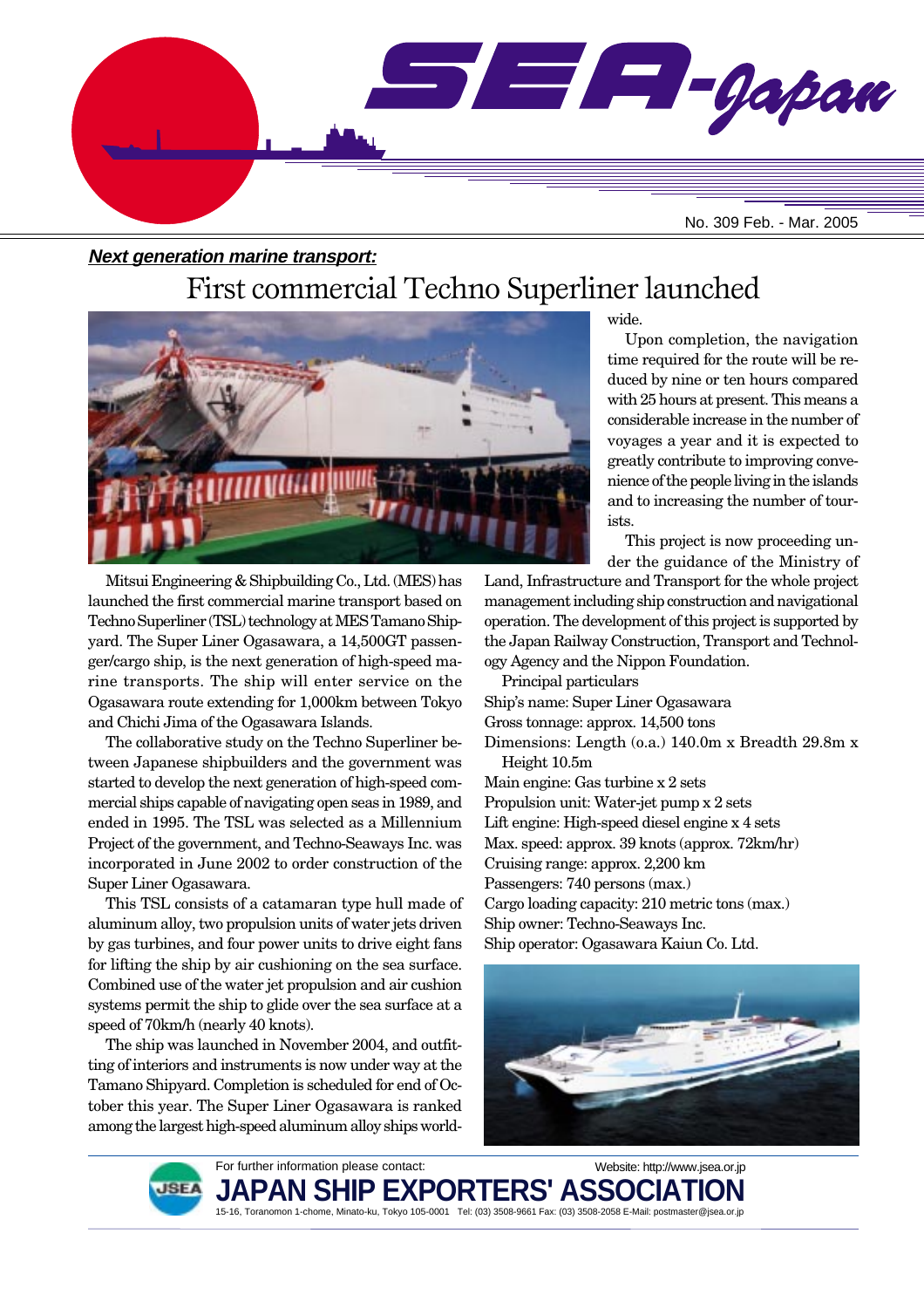# SEA-Japan

No. 309 Feb. - Mar. 2005

***Next generation marine transport:***

## First commercial Techno Superliner launched

Mitsui Engineering & Shipbuilding Co., Ltd. (MES) has launched the first commercial marine transport based on Techno Superliner (TSL) technology at MES Tamano Shipyard. The Super Liner Ogasawara, a 14,500GT passenger/cargo ship, is the next generation of high-speed marine transports. The ship will enter service on the Ogasawara route extending for 1,000km between Tokyo and Chichi Jima of the Ogasawara Islands.

The collaborative study on the Techno Superliner between Japanese shipbuilders and the government was started to develop the next generation of high-speed commercial ships capable of navigating open seas in 1989, and ended in 1995. The TSL was selected as a Millennium Project of the government, and Techno-Seaways Inc. was incorporated in June 2002 to order construction of the Super Liner Ogasawara.

This TSL consists of a catamaran type hull made of aluminum alloy, two propulsion units of water jets driven by gas turbines, and four power units to drive eight fans for lifting the ship by air cushioning on the sea surface. Combined use of the water jet propulsion and air cushion systems permit the ship to glide over the sea surface at a speed of 70km/h (nearly 40 knots).

The ship was launched in November 2004, and outfitting of interiors and instruments is now under way at the Tamano Shipyard. Completion is scheduled for end of October this year. The Super Liner Ogasawara is ranked among the largest high-speed aluminum alloy ships worldwide.

Upon completion, the navigation time required for the route will be reduced by nine or ten hours compared with 25 hours at present. This means a considerable increase in the number of voyages a year and it is expected to greatly contribute to improving convenience of the people living in the islands and to increasing the number of tourists.

This project is now proceeding under the guidance of the Ministry of Land, Infrastructure and Transport for the whole project management including ship construction and navigational operation. The development of this project is supported by the Japan Railway Construction, Transport and Technology Agency and the Nippon Foundation.

Principal particulars

Ship's name: Super Liner Ogasawara
Gross tonnage: approx. 14,500 tons
Dimensions: Length (o.a.) 140.0m x Breadth 29.8m x Height 10.5m
Main engine: Gas turbine x 2 sets
Propulsion unit: Water-jet pump x 2 sets
Lift engine: High-speed diesel engine x 4 sets
Max. speed: approx. 39 knots (approx. 72km/hr)
Cruising range: approx. 2,200 km
Passengers: 740 persons (max.)
Cargo loading capacity: 210 metric tons (max.)
Ship owner: Techno-Seaways Inc.
Ship operator: Ogasawara Kaiun Co. Ltd.

For further information please contact: Website: http://www.jsea.or.jp

**JAPAN SHIP EXPORTERS' ASSOCIATION**

15-16, Toranomon 1-chome, Minato-ku, Tokyo 105-0001 Tel: (03) 3508-9661 Fax: (03) 3508-2058 E-Mail: postmaster@jsea.or.jp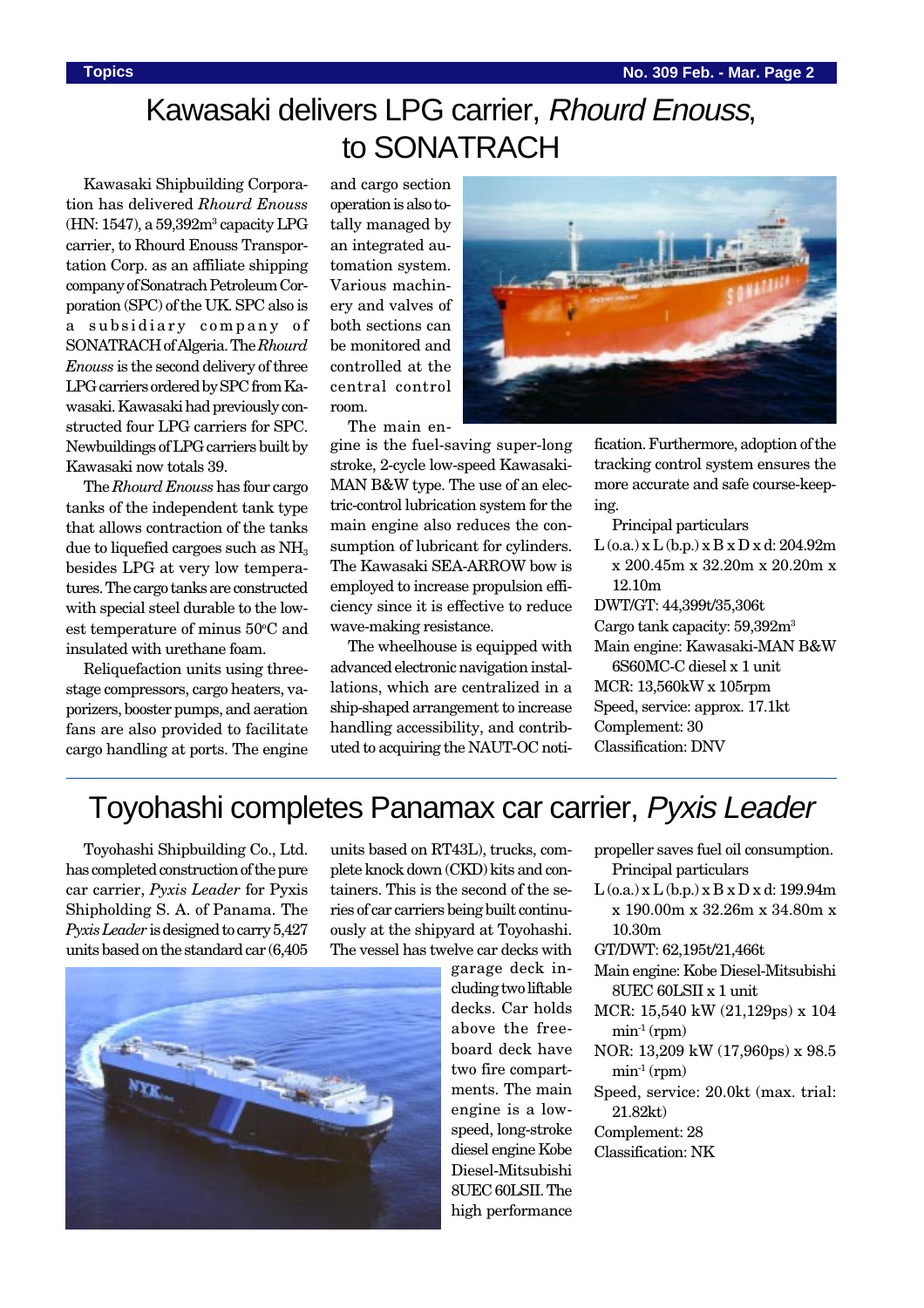# Kawasaki delivers LPG carrier, *Rhourd Enouss*, to SONATRACH

Kawasaki Shipbuilding Corporation has delivered *Rhourd Enouss* (HN: 1547), a 59,392m$^3$ capacity LPG carrier, to Rhourd Enouss Transportation Corp. as an affiliate shipping company of Sonatrach Petroleum Corporation (SPC) of the UK. SPC also is a subsidiary company of SONATRACH of Algeria. The *Rhourd Enouss* is the second delivery of three LPG carriers ordered by SPC from Kawasaki. Kawasaki had previously constructed four LPG carriers for SPC. Newbuildings of LPG carriers built by Kawasaki now totals 39.

The *Rhourd Enouss* has four cargo tanks of the independent tank type that allows contraction of the tanks due to liquefied cargoes such as $NH_3$ besides LPG at very low temperatures. The cargo tanks are constructed with special steel durable to the lowest temperature of minus 50°C and insulated with urethane foam.

Reliquefaction units using three-stage compressors, cargo heaters, vaporizers, booster pumps, and aeration fans are also provided to facilitate cargo handling at ports. The engine and cargo section operation is also totally managed by an integrated automation system. Various machinery and valves of both sections can be monitored and controlled at the central control room.

The main engine is the fuel-saving super-long stroke, 2-cycle low-speed Kawasaki-MAN B&W type. The use of an electric-control lubrication system for the main engine also reduces the consumption of lubricant for cylinders. The Kawasaki SEA-ARROW bow is employed to increase propulsion efficiency since it is effective to reduce wave-making resistance.

The wheelhouse is equipped with advanced electronic navigation installations, which are centralized in a ship-shaped arrangement to increase handling accessibility, and contributed to acquiring the NAUT-OC notification. Furthermore, adoption of the tracking control system ensures the more accurate and safe course-keeping.

Principal particulars

- L (o.a.) x L (b.p.) x B x D x d: 204.92m x 200.45m x 32.20m x 20.20m x 12.10m
- DWT/GT: 44,399t/35,306t
- Cargo tank capacity: 59,392m$^3$
- Main engine: Kawasaki-MAN B&W 6S60MC-C diesel x 1 unit
- MCR: 13,560kW x 105rpm
- Speed, service: approx. 17.1kt
- Complement: 30
- Classification: DNV

# Toyohashi completes Panamax car carrier, *Pyxis Leader*

Toyohashi Shipbuilding Co., Ltd. has completed construction of the pure car carrier, *Pyxis Leader* for Pyxis Shipholding S. A. of Panama. The *Pyxis Leader* is designed to carry 5,427 units based on the standard car (6,405 units based on RT43L), trucks, complete knock down (CKD) kits and containers. This is the second of the series of car carriers being built continuously at the shipyard at Toyohashi. The vessel has twelve car decks with garage deck including two liftable decks. Car holds above the freeboard deck have two fire compartments. The main engine is a low-speed, long-stroke diesel engine Kobe Diesel-Mitsubishi 8UEC 60LSII. The high performance propeller saves fuel oil consumption.

Principal particulars

- L (o.a.) x L (b.p.) x B x D x d: 199.94m x 190.00m x 32.26m x 34.80m x 10.30m
- GT/DWT: 62,195t/21,466t
- Main engine: Kobe Diesel-Mitsubishi 8UEC 60LSII x 1 unit
- MCR: 15,540 kW (21,129ps) x 104 min$^{-1}$ (rpm)
- NOR: 13,209 kW (17,960ps) x 98.5 min$^{-1}$ (rpm)
- Speed, service: 20.0kt (max. trial: 21.82kt)
- Complement: 28
- Classification: NK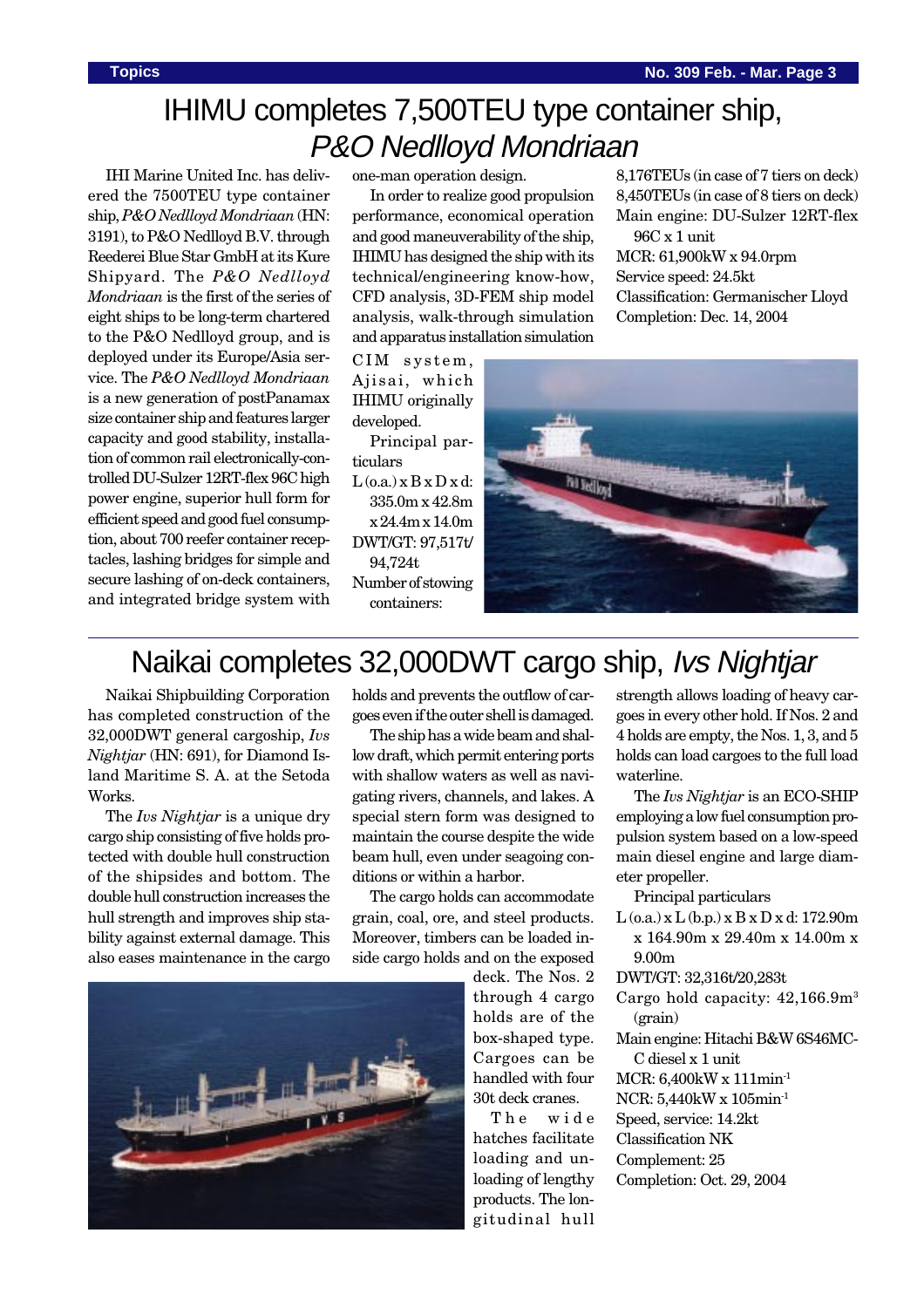# IHIMU completes 7,500TEU type container ship, *P&O Nedlloyd Mondriaan*

IHI Marine United Inc. has delivered the 7500TEU type container ship, *P&O Nedlloyd Mondriaan* (HN: 3191), to P&O Nedlloyd B.V. through Reederei Blue Star GmbH at its Kure Shipyard. The *P&O Nedlloyd Mondriaan* is the first of the series of eight ships to be long-term chartered to the P&O Nedlloyd group, and is deployed under its Europe/Asia service. The *P&O Nedlloyd Mondriaan* is a new generation of postPanamax size container ship and features larger capacity and good stability, installation of common rail electronically-controlled DU-Sulzer 12RT-flex 96C high power engine, superior hull form for efficient speed and good fuel consumption, about 700 reefer container receptacles, lashing bridges for simple and secure lashing of on-deck containers, and integrated bridge system with one-man operation design.

In order to realize good propulsion performance, economical operation and good maneuverability of the ship, IHIMU has designed the ship with its technical/engineering know-how, CFD analysis, 3D-FEM ship model analysis, walk-through simulation and apparatus installation simulation CIM system, Ajisai, which IHIMU originally developed.

Principal particulars

- L (o.a.) x B x D x d: 335.0m x 42.8m x 24.4m x 14.0m
- DWT/GT: 97,517t/94,724t
- Number of stowing containers: 8,176TEUs (in case of 7 tiers on deck) 8,450TEUs (in case of 8 tiers on deck)
- Main engine: DU-Sulzer 12RT-flex 96C x 1 unit
- MCR: 61,900kW x 94.0rpm
- Service speed: 24.5kt
- Classification: Germanischer Lloyd
- Completion: Dec. 14, 2004

# Naikai completes 32,000DWT cargo ship, *Ivs Nightjar*

Naikai Shipbuilding Corporation has completed construction of the 32,000DWT general cargoship, *Ivs Nightjar* (HN: 691), for Diamond Island Maritime S. A. at the Setoda Works.

The *Ivs Nightjar* is a unique dry cargo ship consisting of five holds protected with double hull construction of the shipsides and bottom. The double hull construction increases the hull strength and improves ship stability against external damage. This also eases maintenance in the cargo holds and prevents the outflow of cargoes even if the outer shell is damaged.

The ship has a wide beam and shallow draft, which permit entering ports with shallow waters as well as navigating rivers, channels, and lakes. A special stern form was designed to maintain the course despite the wide beam hull, even under seagoing conditions or within a harbor.

The cargo holds can accommodate grain, coal, ore, and steel products. Moreover, timbers can be loaded inside cargo holds and on the exposed deck. The Nos. 2 through 4 cargo holds are of the box-shaped type. Cargoes can be handled with four 30t deck cranes.

The wide hatches facilitate loading and unloading of lengthy products. The longitudinal hull strength allows loading of heavy cargoes in every other hold. If Nos. 2 and 4 holds are empty, the Nos. 1, 3, and 5 holds can load cargoes to the full load waterline.

The *Ivs Nightjar* is an ECO-SHIP employing a low fuel consumption propulsion system based on a low-speed main diesel engine and large diameter propeller.

Principal particulars

- L (o.a.) x L (b.p.) x B x D x d: 172.90m x 164.90m x 29.40m x 14.00m x 9.00m
- DWT/GT: 32,316t/20,283t
- Cargo hold capacity: 42,166.9m$^3$ (grain)
- Main engine: Hitachi B&W 6S46MC-C diesel x 1 unit
- MCR: 6,400kW x 111min$^{-1}$
- NCR: 5,440kW x 105min$^{-1}$
- Speed, service: 14.2kt
- Classification NK
- Complement: 25
- Completion: Oct. 29, 2004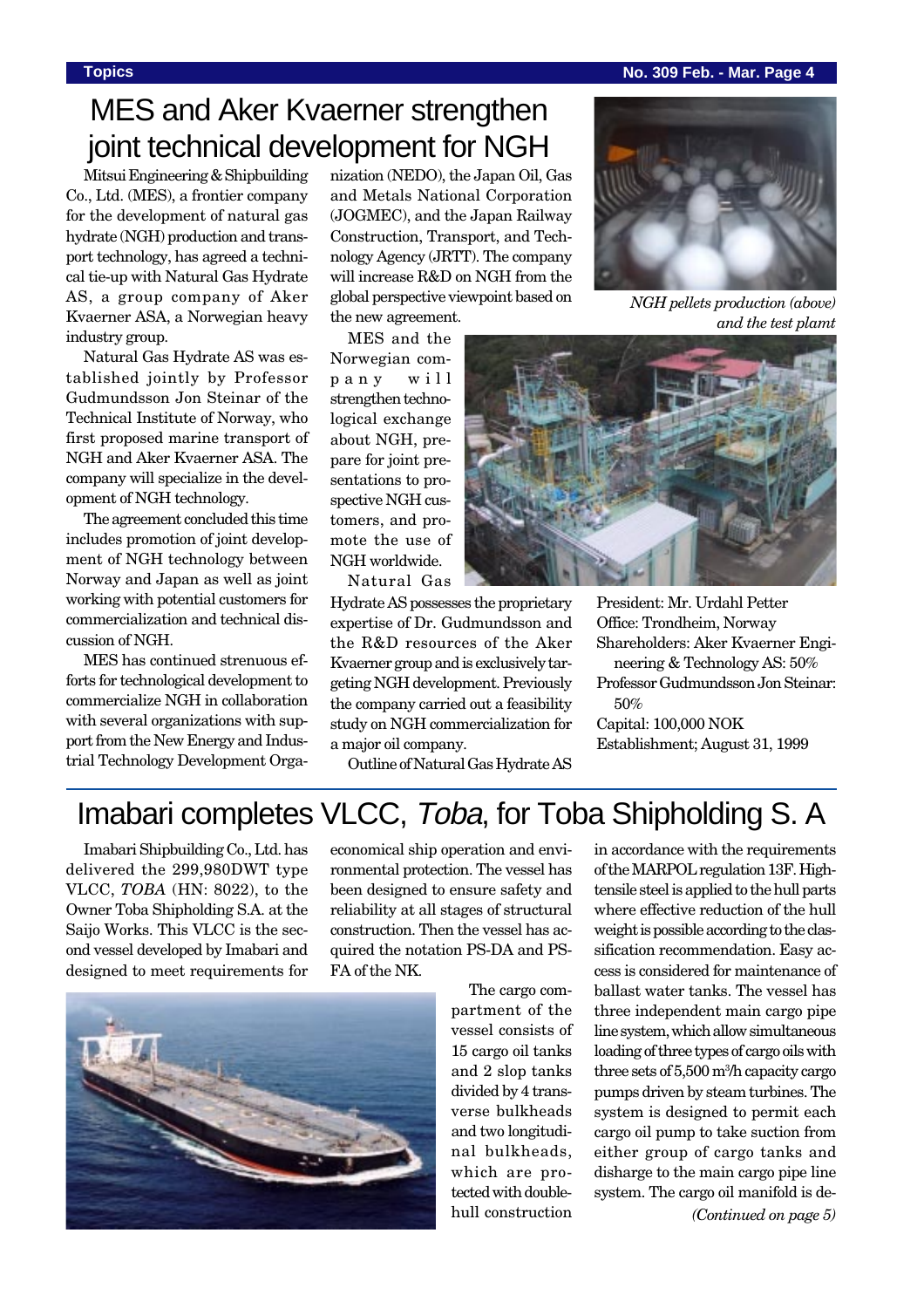# MES and Aker Kvaerner strengthen joint technical development for NGH

Mitsui Engineering & Shipbuilding Co., Ltd. (MES), a frontier company for the development of natural gas hydrate (NGH) production and transport technology, has agreed a technical tie-up with Natural Gas Hydrate AS, a group company of Aker Kvaerner ASA, a Norwegian heavy industry group.

Natural Gas Hydrate AS was established jointly by Professor Gudmundsson Jon Steinar of the Technical Institute of Norway, who first proposed marine transport of NGH and Aker Kvaerner ASA. The company will specialize in the development of NGH technology.

The agreement concluded this time includes promotion of joint development of NGH technology between Norway and Japan as well as joint working with potential customers for commercialization and technical discussion of NGH.

MES has continued strenuous efforts for technological development to commercialize NGH in collaboration with several organizations with support from the New Energy and Industrial Technology Development Organization (NEDO), the Japan Oil, Gas and Metals National Corporation (JOGMEC), and the Japan Railway Construction, Transport, and Technology Agency (JRTT). The company will increase R&D on NGH from the global perspective viewpoint based on the new agreement.

MES and the Norwegian company will strengthen technological exchange about NGH, prepare for joint presentations to prospective NGH customers, and promote the use of NGH worldwide.

Natural Gas Hydrate AS possesses the proprietary expertise of Dr. Gudmundsson and the R&D resources of the Aker Kvaerner group and is exclusively targeting NGH development. Previously the company carried out a feasibility study on NGH commercialization for a major oil company.

*NGH pellets production (above) and the test plamt*

Outline of Natural Gas Hydrate AS

President: Mr. Urdahl Petter
Office: Trondheim, Norway
Shareholders: Aker Kvaerner Engineering & Technology AS: 50%
Professor Gudmundsson Jon Steinar: 50%
Capital: 100,000 NOK
Establishment; August 31, 1999

# Imabari completes VLCC, *Toba*, for Toba Shipholding S. A

Imabari Shipbuilding Co., Ltd. has delivered the 299,980DWT type VLCC, *TOBA* (HN: 8022), to the Owner Toba Shipholding S.A. at the Saijo Works. This VLCC is the second vessel developed by Imabari and designed to meet requirements for economical ship operation and environmental protection. The vessel has been designed to ensure safety and reliability at all stages of structural construction. Then the vessel has acquired the notation PS-DA and PS-FA of the NK.

The cargo compartment of the vessel consists of 15 cargo oil tanks and 2 slop tanks divided by 4 transverse bulkheads and two longitudinal bulkheads, which are protected with double-hull construction in accordance with the requirements of the MARPOL regulation 13F. High-tensile steel is applied to the hull parts where effective reduction of the hull weight is possible according to the classification recommendation. Easy access is considered for maintenance of ballast water tanks. The vessel has three independent main cargo pipe line system, which allow simultaneous loading of three types of cargo oils with three sets of 5,500 $m^3/h$ capacity cargo pumps driven by steam turbines. The system is designed to permit each cargo oil pump to take suction from either group of cargo tanks and disharge to the main cargo pipe line system. The cargo oil manifold is de-

*(Continued on page 5)*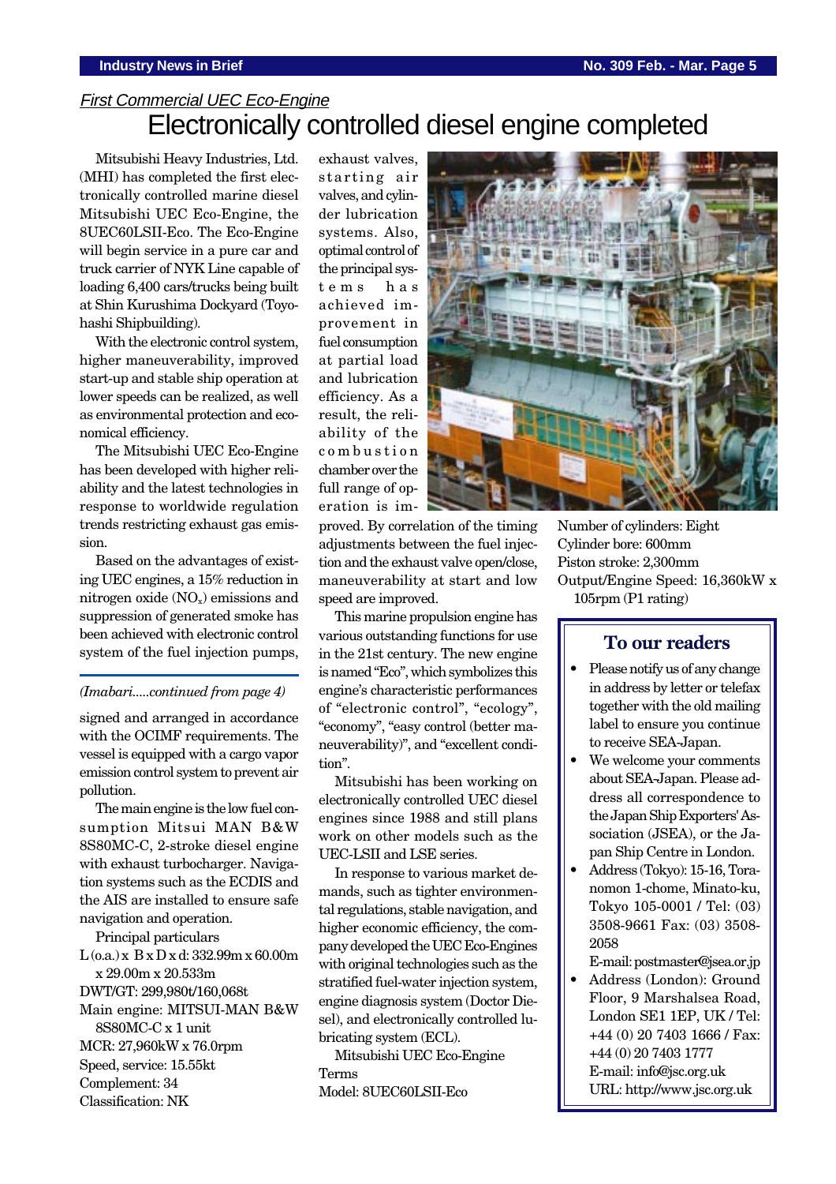*First Commercial UEC Eco-Engine*

# Electronically controlled diesel engine completed

Mitsubishi Heavy Industries, Ltd. (MHI) has completed the first electronically controlled marine diesel Mitsubishi UEC Eco-Engine, the 8UEC60LSII-Eco. The Eco-Engine will begin service in a pure car and truck carrier of NYK Line capable of loading 6,400 cars/trucks being built at Shin Kurushima Dockyard (Toyohashi Shipbuilding).

With the electronic control system, higher maneuverability, improved start-up and stable ship operation at lower speeds can be realized, as well as environmental protection and economical efficiency.

The Mitsubishi UEC Eco-Engine has been developed with higher reliability and the latest technologies in response to worldwide regulation trends restricting exhaust gas emission.

Based on the advantages of existing UEC engines, a 15% reduction in nitrogen oxide ($NO_x$) emissions and suppression of generated smoke has been achieved with electronic control system of the fuel injection pumps, exhaust valves, starting air valves, and cylinder lubrication systems. Also, optimal control of the principal systems has achieved improvement in fuel consumption at partial load and lubrication efficiency. As a result, the reliability of the combustion chamber over the full range of operation is improved. By correlation of the timing adjustments between the fuel injection and the exhaust valve open/close, maneuverability at start and low speed are improved.

This marine propulsion engine has various outstanding functions for use in the 21st century. The new engine is named "Eco", which symbolizes this engine's characteristic performances of "electronic control", "ecology", "economy", "easy control (better maneuverability)", and "excellent condition".

Mitsubishi has been working on electronically controlled UEC diesel engines since 1988 and still plans work on other models such as the UEC-LSII and LSE series.

In response to various market demands, such as tighter environmental regulations, stable navigation, and higher economic efficiency, the company developed the UEC Eco-Engines with original technologies such as the stratified fuel-water injection system, engine diagnosis system (Doctor Diesel), and electronically controlled lubricating system (ECL).

Mitsubishi UEC Eco-Engine Terms

Model: 8UEC60LSII-Eco

Number of cylinders: Eight

Cylinder bore: 600mm

Piston stroke: 2,300mm

Output/Engine Speed: 16,360kW x 105rpm (P1 rating)

---

*(Imabari.....continued from page 4)*

signed and arranged in accordance with the OCIMF requirements. The vessel is equipped with a cargo vapor emission control system to prevent air pollution.

The main engine is the low fuel consumption Mitsui MAN B&W 8S80MC-C, 2-stroke diesel engine with exhaust turbocharger. Navigation systems such as the ECDIS and the AIS are installed to ensure safe navigation and operation.

Principal particulars

L (o.a.) x B x D x d: 332.99m x 60.00m x 29.00m x 20.533m

DWT/GT: 299,980t/160,068t

Main engine: MITSUI-MAN B&W 8S80MC-C x 1 unit

MCR: 27,960kW x 76.0rpm

Speed, service: 15.55kt

Complement: 34

Classification: NK

---

## To our readers

- Please notify us of any change in address by letter or telefax together with the old mailing label to ensure you continue to receive SEA-Japan.
- We welcome your comments about SEA-Japan. Please address all correspondence to the Japan Ship Exporters' Association (JSEA), or the Japan Ship Centre in London.
- Address (Tokyo): 15-16, Toranomon 1-chome, Minato-ku, Tokyo 105-0001 / Tel: (03) 3508-9661 Fax: (03) 3508-2058
  E-mail: postmaster@jsea.or.jp
- Address (London): Ground Floor, 9 Marshalsea Road, London SE1 1EP, UK / Tel: +44 (0) 20 7403 1666 / Fax: +44 (0) 20 7403 1777
  E-mail: info@jsc.org.uk
  URL: http://www.jsc.org.uk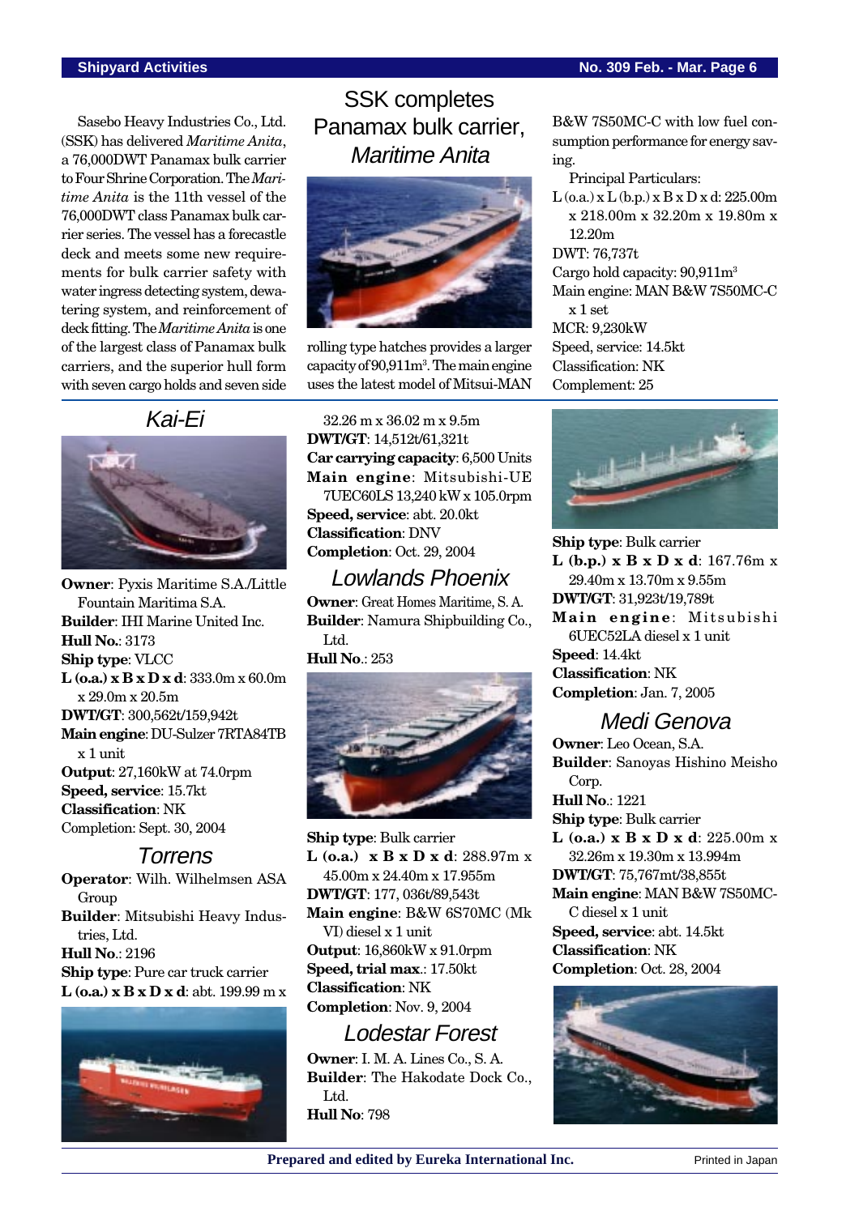## SSK completes Panamax bulk carrier, *Maritime Anita*

Sasebo Heavy Industries Co., Ltd. (SSK) has delivered *Maritime Anita*, a 76,000DWT Panamax bulk carrier to Four Shrine Corporation. The *Maritime Anita* is the 11th vessel of the 76,000DWT class Panamax bulk carrier series. The vessel has a forecastle deck and meets some new requirements for bulk carrier safety with water ingress detecting system, dewatering system, and reinforcement of deck fitting. The *Maritime Anita* is one of the largest class of Panamax bulk carriers, and the superior hull form with seven cargo holds and seven side rolling type hatches provides a larger capacity of 90,911m³. The main engine uses the latest model of Mitsui-MAN B&W 7S50MC-C with low fuel consumption performance for energy saving.

Principal Particulars:

L (o.a.) x L (b.p.) x B x D x d: 225.00m x 218.00m x 32.20m x 19.80m x 12.20m
DWT: 76,737t
Cargo hold capacity: 90,911m³
Main engine: MAN B&W 7S50MC-C x 1 set
MCR: 9,230kW
Speed, service: 14.5kt
Classification: NK
Complement: 25

### *Kai-Ei*

**Owner**: Pyxis Maritime S.A./Little Fountain Maritima S.A.
**Builder**: IHI Marine United Inc.
**Hull No.**: 3173
**Ship type**: VLCC
**L (o.a.) x B x D x d**: 333.0m x 60.0m x 29.0m x 20.5m
**DWT/GT**: 300,562t/159,942t
**Main engine**: DU-Sulzer 7RTA84TB x 1 unit
**Output**: 27,160kW at 74.0rpm
**Speed, service**: 15.7kt
**Classification**: NK
Completion: Sept. 30, 2004

### *Torrens*

**Operator**: Wilh. Wilhelmsen ASA Group
**Builder**: Mitsubishi Heavy Industries, Ltd.
**Hull No.**: 2196
**Ship type**: Pure car truck carrier
**L (o.a.) x B x D x d**: abt. 199.99 m x 32.26 m x 36.02 m x 9.5m
**DWT/GT**: 14,512t/61,321t
**Car carrying capacity**: 6,500 Units
**Main engine**: Mitsubishi-UE 7UEC60LS 13,240 kW x 105.0rpm
**Speed, service**: abt. 20.0kt
**Classification**: DNV
**Completion**: Oct. 29, 2004

### *Lowlands Phoenix*

**Owner**: Great Homes Maritime, S. A.
**Builder**: Namura Shipbuilding Co., Ltd.
**Hull No.**: 253
**Ship type**: Bulk carrier
**L (o.a.) x B x D x d**: 288.97m x 45.00m x 24.40m x 17.955m
**DWT/GT**: 177, 036t/89,543t
**Main engine**: B&W 6S70MC (Mk VI) diesel x 1 unit
**Output**: 16,860kW x 91.0rpm
**Speed, trial max.**: 17.50kt
**Classification**: NK
**Completion**: Nov. 9, 2004

### *Lodestar Forest*

**Owner**: I. M. A. Lines Co., S. A.
**Builder**: The Hakodate Dock Co., Ltd.
**Hull No**: 798
**Ship type**: Bulk carrier
**L (b.p.) x B x D x d**: 167.76m x 29.40m x 13.70m x 9.55m
**DWT/GT**: 31,923t/19,789t
**Main engine**: Mitsubishi 6UEC52LA diesel x 1 unit
**Speed**: 14.4kt
**Classification**: NK
**Completion**: Jan. 7, 2005

### *Medi Genova*

**Owner**: Leo Ocean, S.A.
**Builder**: Sanoyas Hishino Meisho Corp.
**Hull No.**: 1221
**Ship type**: Bulk carrier
**L (o.a.) x B x D x d**: 225.00m x 32.26m x 19.30m x 13.994m
**DWT/GT**: 75,767mt/38,855t
**Main engine**: MAN B&W 7S50MC-C diesel x 1 unit
**Speed, service**: abt. 14.5kt
**Classification**: NK
**Completion**: Oct. 28, 2004

**Prepared and edited by Eureka International Inc.**
Printed in Japan